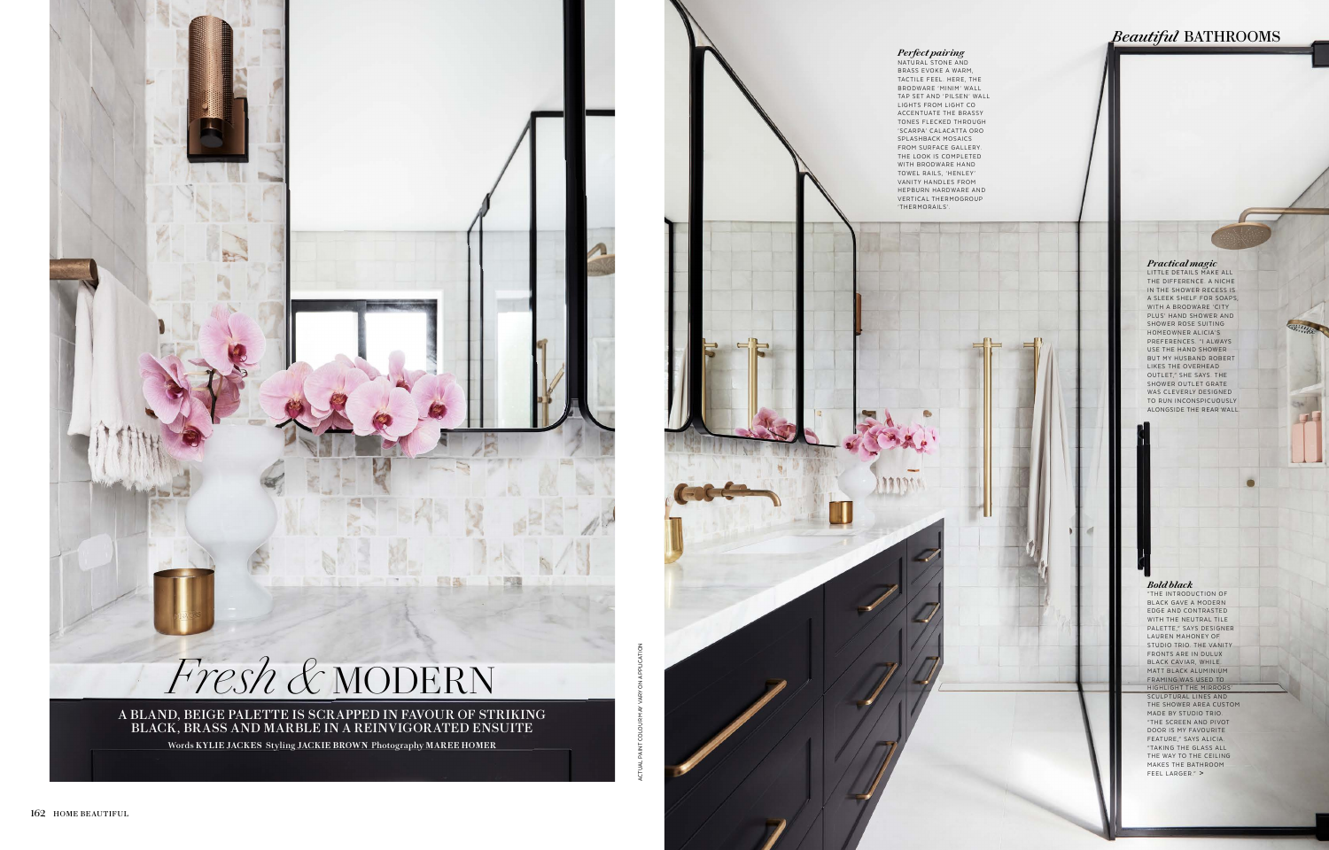# *Fresh &* MODERN

A BLAND, BEIGE PALETTE IS SCRAPPED IN FAVOUR OF STRIKING BLACK, BRASS AND MARBLE IN A REINVIGORATED ENSUITE

Words **KYLIE JACKES** Styling **JACKIE BROWN** Photography **MAREE HOMER**

ACTUAL PAINT COLOUR MAY VARY ON APPLICATION

***Perfect pairing***
NATURAL STONE AND BRASS EVOKE A WARM, TACTILE FEEL. HERE, THE BRODWARE 'MINIM' WALL TAP SET AND 'PILSEN' WALL LIGHTS FROM LIGHT CO ACCENTUATE THE BRASSY TONES FLECKED THROUGH 'SCARPA' CALACATTA ORO SPLASHBACK MOSAICS FROM SURFACE GALLERY. THE LOOK IS COMPLETED WITH BRODWARE HAND TOWEL RAILS, 'HENLEY' VANITY HANDLES FROM HEPBURN HARDWARE AND VERTICAL THERMOGROUP 'THERMORAILS'.

***Practical magic***
LITTLE DETAILS MAKE ALL THE DIFFERENCE. A NICHE IN THE SHOWER RECESS IS A SLEEK SHELF FOR SOAPS, WITH A BRODWARE 'CITY PLUS' HAND SHOWER AND SHOWER ROSE SUITING HOMEOWNER ALICIA'S PREFERENCES. "I ALWAYS USE THE HAND SHOWER BUT MY HUSBAND ROBERT LIKES THE OVERHEAD OUTLET," SHE SAYS. THE SHOWER OUTLET GRATE WAS CLEVERLY DESIGNED TO RUN INCONSPICUOUSLY ALONGSIDE THE REAR WALL.

***Bold black***
"THE INTRODUCTION OF BLACK GAVE A MODERN EDGE AND CONTRASTED WITH THE NEUTRAL TILE PALETTE," SAYS DESIGNER LAUREN MAHONEY OF STUDIO TRIO. THE VANITY FRONTS ARE IN DULUX BLACK CAVIAR, WHILE MATT BLACK ALUMINIUM FRAMING WAS USED TO HIGHLIGHT THE MIRRORS' SCULPTURAL LINES AND THE SHOWER AREA CUSTOM MADE BY STUDIO TRIO. "THE SCREEN AND PIVOT DOOR IS MY FAVOURITE FEATURE," SAYS ALICIA. "TAKING THE GLASS ALL THE WAY TO THE CEILING MAKES THE BATHROOM FEEL LARGER." >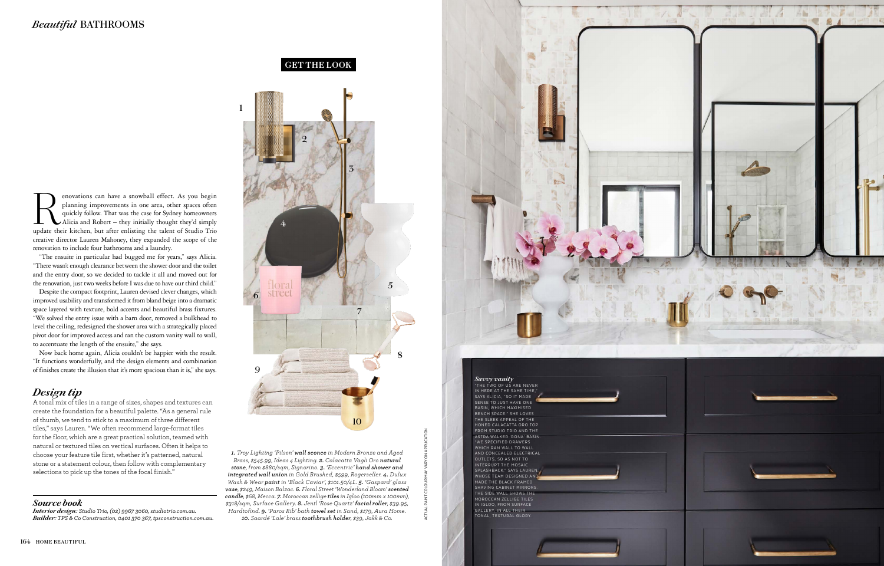Renovations can have a snowball effect. As you begin planning improvements in one area, other spaces often quickly follow. That was the case for Sydney homeowners Alicia and Robert – they initially thought they'd simply update their kitchen, but after enlisting the talent of Studio Trio creative director Lauren Mahoney, they expanded the scope of the renovation to include four bathrooms and a laundry.

"The ensuite in particular had bugged me for years," says Alicia. "There wasn't enough clearance between the shower door and the toilet and the entry door, so we decided to tackle it all and moved out for the renovation, just two weeks before I was due to have our third child."

Despite the compact footprint, Lauren devised clever changes, which improved usability and transformed it from bland beige into a dramatic space layered with texture, bold accents and beautiful brass fixtures. "We solved the entry issue with a barn door, removed a bulkhead to level the ceiling, redesigned the shower area with a strategically placed pivot door for improved access and ran the custom vanity wall to wall, to accentuate the length of the ensuite," she says.

Now back home again, Alicia couldn't be happier with the result. "It functions wonderfully, and the design elements and combination of finishes create the illusion that it's more spacious than it is," she says.

## *Design tip*

A tonal mix of tiles in a range of sizes, shapes and textures can create the foundation for a beautiful palette. "As a general rule of thumb, we tend to stick to a maximum of three different tiles," says Lauren. "We often recommend large-format tiles for the floor, which are a great practical solution, teamed with natural or textured tiles on vertical surfaces. Often it helps to choose your feature tile first, whether it's patterned, natural stone or a statement colour, then follow with complementary selections to pick up the tones of the focal finish."

## *Source book*

***Interior design:*** *Studio Trio, (02) 9967 3060, studiotrio.com.au.*
***Builder:*** *TPS & Co Construction, 0401 370 367, tpsconstruction.com.au.*

## GET THE LOOK

1 2 3 4 5 6 7 8 9 10

*1. Troy Lighting 'Pilsen'* ***wall sconce*** *in Modern Bronze and Aged Brass, $545.99, Ideas 4 Lighting.* *2. Calacatta Vagli Oro* ***natural stone****, from $880/sqm, Signorino.* *3. 'Eccentric'* ***hand shower and integrated wall union*** *in Gold Brushed, $599, Rogerseller.* *4. Dulux Wash & Wear* ***paint*** *in 'Black Caviar', $101.50/4L.* *5. 'Gaspard' glass* ***vase****, $249, Maison Balzac.* *6. Floral Street 'Wonderland Bloom'* ***scented candle****, $68, Mecca.* *7. Moroccan zellige* ***tiles*** *in Igloo (100mm x 100mm), $318/sqm, Surface Gallery.* *8. Jentl 'Rose Quartz'* ***facial roller****, $39.95, Hardtofind.* *9. 'Paros Rib' bath* ***towel set*** *in Sand, $179, Aura Home.* *10. Saardé 'Lale' brass* ***toothbrush holder****, $39, Jakk & Co.*

ACTUAL PAINT COLOUR MAY VARY ON APPLICATION

### *Savvy vanity*

"THE TWO OF US ARE NEVER IN HERE AT THE SAME TIME," SAYS ALICIA, "SO IT MADE SENSE TO JUST HAVE ONE BASIN, WHICH MAXIMISED BENCH SPACE." SHE LOVES THE SLEEK APPEAL OF THE HONED CALACATTA ORO TOP FROM STUDIO TRIO AND THE ASTRA WALKER 'RONA' BASIN. "WE SPECIFIED DRAWERS WHICH RAN WALL TO WALL AND CONCEALED ELECTRICAL OUTLETS, SO AS NOT TO INTERRUPT THE MOSAIC SPLASHBACK," SAYS LAUREN, WHOSE TEAM DESIGNED AND MADE THE BLACK FRAMED SHAVING CABINET MIRRORS. THE SIDE WALL SHOWS THE MOROCCAN ZELLIGE TILES IN IGLOO, FROM SURFACE GALLERY, IN ALL THEIR TONAL, TEXTURAL GLORY.